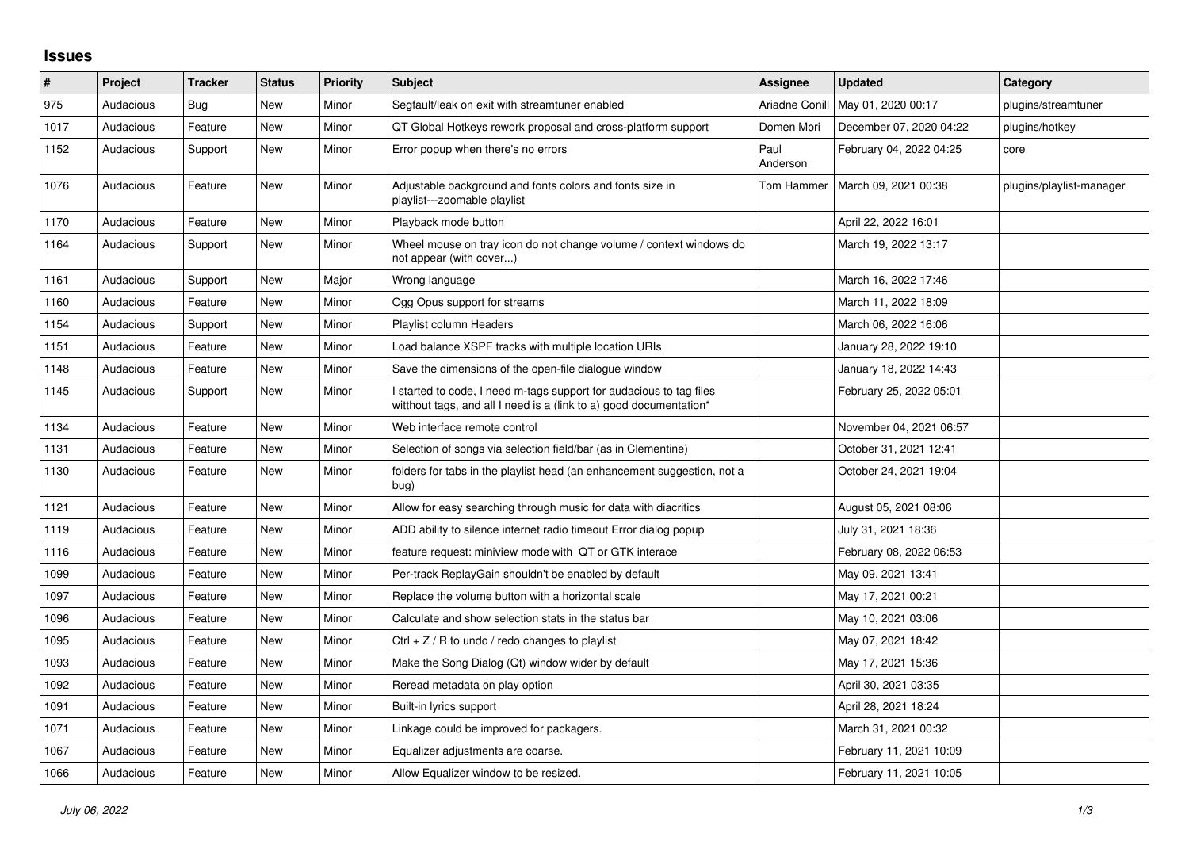## Issues

| # | Project | Tracker | Status | Priority | Subject | Assignee | Updated | Category |
|---|---|---|---|---|---|---|---|---|
| 975 | Audacious | Bug | New | Minor | Segfault/leak on exit with streamtuner enabled | Ariadne Conill | May 01, 2020 00:17 | plugins/streamtuner |
| 1017 | Audacious | Feature | New | Minor | QT Global Hotkeys rework proposal and cross-platform support | Domen Mori | December 07, 2020 04:22 | plugins/hotkey |
| 1152 | Audacious | Support | New | Minor | Error popup when there's no errors | Paul Anderson | February 04, 2022 04:25 | core |
| 1076 | Audacious | Feature | New | Minor | Adjustable background and fonts colors and fonts size in playlist---zoomable playlist | Tom Hammer | March 09, 2021 00:38 | plugins/playlist-manager |
| 1170 | Audacious | Feature | New | Minor | Playback mode button | | April 22, 2022 16:01 | |
| 1164 | Audacious | Support | New | Minor | Wheel mouse on tray icon do not change volume / context windows do not appear (with cover...) | | March 19, 2022 13:17 | |
| 1161 | Audacious | Support | New | Major | Wrong language | | March 16, 2022 17:46 | |
| 1160 | Audacious | Feature | New | Minor | Ogg Opus support for streams | | March 11, 2022 18:09 | |
| 1154 | Audacious | Support | New | Minor | Playlist column Headers | | March 06, 2022 16:06 | |
| 1151 | Audacious | Feature | New | Minor | Load balance XSPF tracks with multiple location URIs | | January 28, 2022 19:10 | |
| 1148 | Audacious | Feature | New | Minor | Save the dimensions of the open-file dialogue window | | January 18, 2022 14:43 | |
| 1145 | Audacious | Support | New | Minor | I started to code, I need m-tags support for audacious to tag files witthout tags, and all I need is a (link to a) good documentation* | | February 25, 2022 05:01 | |
| 1134 | Audacious | Feature | New | Minor | Web interface remote control | | November 04, 2021 06:57 | |
| 1131 | Audacious | Feature | New | Minor | Selection of songs via selection field/bar (as in Clementine) | | October 31, 2021 12:41 | |
| 1130 | Audacious | Feature | New | Minor | folders for tabs in the playlist head (an enhancement suggestion, not a bug) | | October 24, 2021 19:04 | |
| 1121 | Audacious | Feature | New | Minor | Allow for easy searching through music for data with diacritics | | August 05, 2021 08:06 | |
| 1119 | Audacious | Feature | New | Minor | ADD ability to silence internet radio timeout Error dialog popup | | July 31, 2021 18:36 | |
| 1116 | Audacious | Feature | New | Minor | feature request: miniview mode with QT or GTK interace | | February 08, 2022 06:53 | |
| 1099 | Audacious | Feature | New | Minor | Per-track ReplayGain shouldn't be enabled by default | | May 09, 2021 13:41 | |
| 1097 | Audacious | Feature | New | Minor | Replace the volume button with a horizontal scale | | May 17, 2021 00:21 | |
| 1096 | Audacious | Feature | New | Minor | Calculate and show selection stats in the status bar | | May 10, 2021 03:06 | |
| 1095 | Audacious | Feature | New | Minor | Ctrl + Z / R to undo / redo changes to playlist | | May 07, 2021 18:42 | |
| 1093 | Audacious | Feature | New | Minor | Make the Song Dialog (Qt) window wider by default | | May 17, 2021 15:36 | |
| 1092 | Audacious | Feature | New | Minor | Reread metadata on play option | | April 30, 2021 03:35 | |
| 1091 | Audacious | Feature | New | Minor | Built-in lyrics support | | April 28, 2021 18:24 | |
| 1071 | Audacious | Feature | New | Minor | Linkage could be improved for packagers. | | March 31, 2021 00:32 | |
| 1067 | Audacious | Feature | New | Minor | Equalizer adjustments are coarse. | | February 11, 2021 10:09 | |
| 1066 | Audacious | Feature | New | Minor | Allow Equalizer window to be resized. | | February 11, 2021 10:05 | |

*July 06, 2022*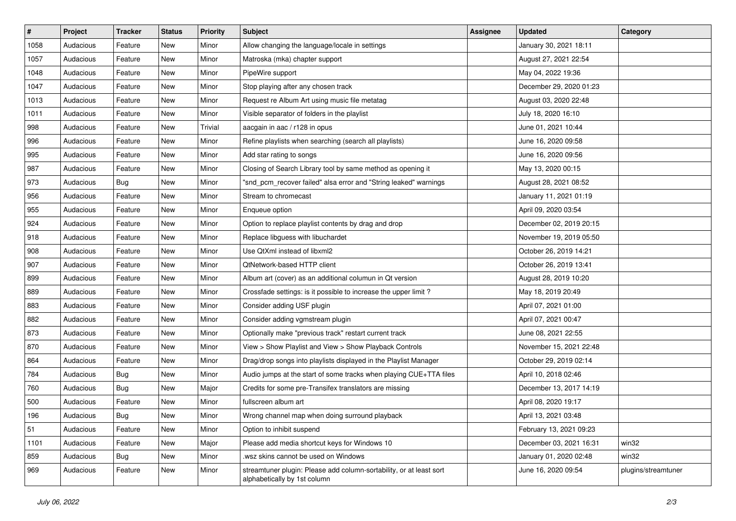| # | Project | Tracker | Status | Priority | Subject | Assignee | Updated | Category |
|---|---|---|---|---|---|---|---|---|
| 1058 | Audacious | Feature | New | Minor | Allow changing the language/locale in settings | | January 30, 2021 18:11 | |
| 1057 | Audacious | Feature | New | Minor | Matroska (mka) chapter support | | August 27, 2021 22:54 | |
| 1048 | Audacious | Feature | New | Minor | PipeWire support | | May 04, 2022 19:36 | |
| 1047 | Audacious | Feature | New | Minor | Stop playing after any chosen track | | December 29, 2020 01:23 | |
| 1013 | Audacious | Feature | New | Minor | Request re Album Art using music file metatag | | August 03, 2020 22:48 | |
| 1011 | Audacious | Feature | New | Minor | Visible separator of folders in the playlist | | July 18, 2020 16:10 | |
| 998 | Audacious | Feature | New | Trivial | aacgain in aac / r128 in opus | | June 01, 2021 10:44 | |
| 996 | Audacious | Feature | New | Minor | Refine playlists when searching (search all playlists) | | June 16, 2020 09:58 | |
| 995 | Audacious | Feature | New | Minor | Add star rating to songs | | June 16, 2020 09:56 | |
| 987 | Audacious | Feature | New | Minor | Closing of Search Library tool by same method as opening it | | May 13, 2020 00:15 | |
| 973 | Audacious | Bug | New | Minor | "snd_pcm_recover failed" alsa error and "String leaked" warnings | | August 28, 2021 08:52 | |
| 956 | Audacious | Feature | New | Minor | Stream to chromecast | | January 11, 2021 01:19 | |
| 955 | Audacious | Feature | New | Minor | Enqueue option | | April 09, 2020 03:54 | |
| 924 | Audacious | Feature | New | Minor | Option to replace playlist contents by drag and drop | | December 02, 2019 20:15 | |
| 918 | Audacious | Feature | New | Minor | Replace libguess with libuchardet | | November 19, 2019 05:50 | |
| 908 | Audacious | Feature | New | Minor | Use QtXml instead of libxml2 | | October 26, 2019 14:21 | |
| 907 | Audacious | Feature | New | Minor | QtNetwork-based HTTP client | | October 26, 2019 13:41 | |
| 899 | Audacious | Feature | New | Minor | Album art (cover) as an additional columun in Qt version | | August 28, 2019 10:20 | |
| 889 | Audacious | Feature | New | Minor | Crossfade settings: is it possible to increase the upper limit ? | | May 18, 2019 20:49 | |
| 883 | Audacious | Feature | New | Minor | Consider adding USF plugin | | April 07, 2021 01:00 | |
| 882 | Audacious | Feature | New | Minor | Consider adding vgmstream plugin | | April 07, 2021 00:47 | |
| 873 | Audacious | Feature | New | Minor | Optionally make "previous track" restart current track | | June 08, 2021 22:55 | |
| 870 | Audacious | Feature | New | Minor | View > Show Playlist and View > Show Playback Controls | | November 15, 2021 22:48 | |
| 864 | Audacious | Feature | New | Minor | Drag/drop songs into playlists displayed in the Playlist Manager | | October 29, 2019 02:14 | |
| 784 | Audacious | Bug | New | Minor | Audio jumps at the start of some tracks when playing CUE+TTA files | | April 10, 2018 02:46 | |
| 760 | Audacious | Bug | New | Major | Credits for some pre-Transifex translators are missing | | December 13, 2017 14:19 | |
| 500 | Audacious | Feature | New | Minor | fullscreen album art | | April 08, 2020 19:17 | |
| 196 | Audacious | Bug | New | Minor | Wrong channel map when doing surround playback | | April 13, 2021 03:48 | |
| 51 | Audacious | Feature | New | Minor | Option to inhibit suspend | | February 13, 2021 09:23 | |
| 1101 | Audacious | Feature | New | Major | Please add media shortcut keys for Windows 10 | | December 03, 2021 16:31 | win32 |
| 859 | Audacious | Bug | New | Minor | .wsz skins cannot be used on Windows | | January 01, 2020 02:48 | win32 |
| 969 | Audacious | Feature | New | Minor | streamtuner plugin: Please add column-sortability, or at least sort alphabetically by 1st column | | June 16, 2020 09:54 | plugins/streamtuner |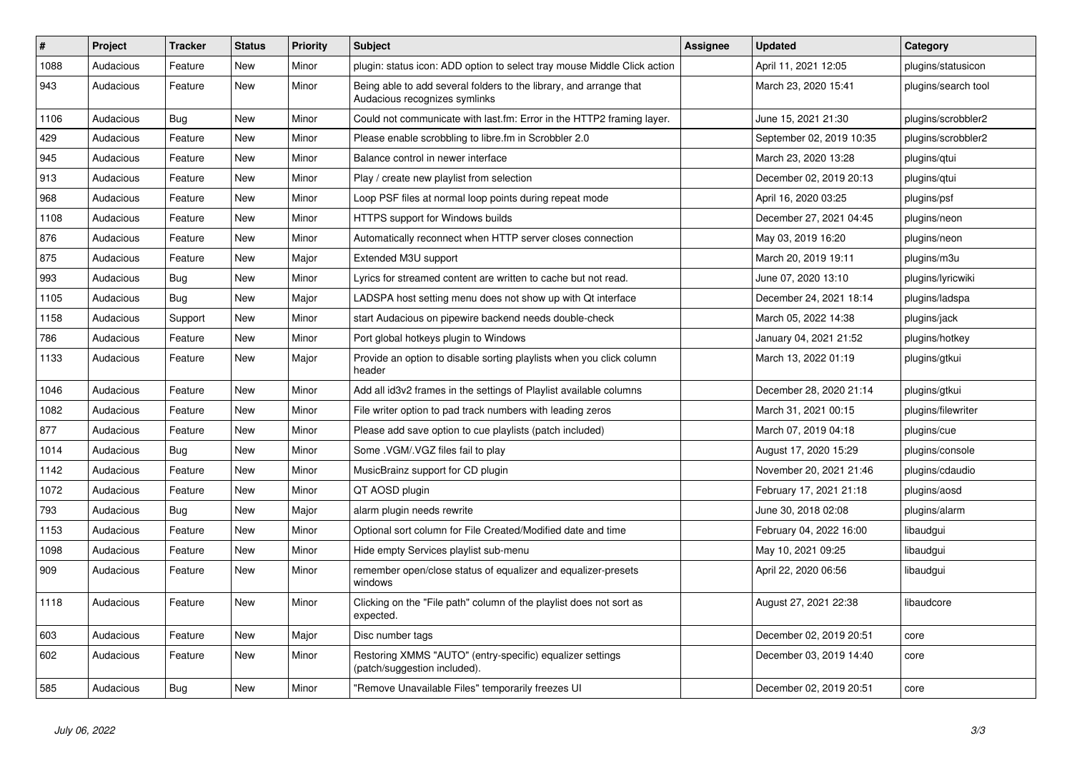| # | Project | Tracker | Status | Priority | Subject | Assignee | Updated | Category |
|---|---|---|---|---|---|---|---|---|
| 1088 | Audacious | Feature | New | Minor | plugin: status icon: ADD option to select tray mouse Middle Click action | | April 11, 2021 12:05 | plugins/statusicon |
| 943 | Audacious | Feature | New | Minor | Being able to add several folders to the library, and arrange that Audacious recognizes symlinks | | March 23, 2020 15:41 | plugins/search tool |
| 1106 | Audacious | Bug | New | Minor | Could not communicate with last.fm: Error in the HTTP2 framing layer. | | June 15, 2021 21:30 | plugins/scrobbler2 |
| 429 | Audacious | Feature | New | Minor | Please enable scrobbling to libre.fm in Scrobbler 2.0 | | September 02, 2019 10:35 | plugins/scrobbler2 |
| 945 | Audacious | Feature | New | Minor | Balance control in newer interface | | March 23, 2020 13:28 | plugins/qtui |
| 913 | Audacious | Feature | New | Minor | Play / create new playlist from selection | | December 02, 2019 20:13 | plugins/qtui |
| 968 | Audacious | Feature | New | Minor | Loop PSF files at normal loop points during repeat mode | | April 16, 2020 03:25 | plugins/psf |
| 1108 | Audacious | Feature | New | Minor | HTTPS support for Windows builds | | December 27, 2021 04:45 | plugins/neon |
| 876 | Audacious | Feature | New | Minor | Automatically reconnect when HTTP server closes connection | | May 03, 2019 16:20 | plugins/neon |
| 875 | Audacious | Feature | New | Major | Extended M3U support | | March 20, 2019 19:11 | plugins/m3u |
| 993 | Audacious | Bug | New | Minor | Lyrics for streamed content are written to cache but not read. | | June 07, 2020 13:10 | plugins/lyricwiki |
| 1105 | Audacious | Bug | New | Major | LADSPA host setting menu does not show up with Qt interface | | December 24, 2021 18:14 | plugins/ladspa |
| 1158 | Audacious | Support | New | Minor | start Audacious on pipewire backend needs double-check | | March 05, 2022 14:38 | plugins/jack |
| 786 | Audacious | Feature | New | Minor | Port global hotkeys plugin to Windows | | January 04, 2021 21:52 | plugins/hotkey |
| 1133 | Audacious | Feature | New | Major | Provide an option to disable sorting playlists when you click column header | | March 13, 2022 01:19 | plugins/gtkui |
| 1046 | Audacious | Feature | New | Minor | Add all id3v2 frames in the settings of Playlist available columns | | December 28, 2020 21:14 | plugins/gtkui |
| 1082 | Audacious | Feature | New | Minor | File writer option to pad track numbers with leading zeros | | March 31, 2021 00:15 | plugins/filewriter |
| 877 | Audacious | Feature | New | Minor | Please add save option to cue playlists (patch included) | | March 07, 2019 04:18 | plugins/cue |
| 1014 | Audacious | Bug | New | Minor | Some .VGM/.VGZ files fail to play | | August 17, 2020 15:29 | plugins/console |
| 1142 | Audacious | Feature | New | Minor | MusicBrainz support for CD plugin | | November 20, 2021 21:46 | plugins/cdaudio |
| 1072 | Audacious | Feature | New | Minor | QT AOSD plugin | | February 17, 2021 21:18 | plugins/aosd |
| 793 | Audacious | Bug | New | Major | alarm plugin needs rewrite | | June 30, 2018 02:08 | plugins/alarm |
| 1153 | Audacious | Feature | New | Minor | Optional sort column for File Created/Modified date and time | | February 04, 2022 16:00 | libaudgui |
| 1098 | Audacious | Feature | New | Minor | Hide empty Services playlist sub-menu | | May 10, 2021 09:25 | libaudgui |
| 909 | Audacious | Feature | New | Minor | remember open/close status of equalizer and equalizer-presets windows | | April 22, 2020 06:56 | libaudgui |
| 1118 | Audacious | Feature | New | Minor | Clicking on the "File path" column of the playlist does not sort as expected. | | August 27, 2021 22:38 | libaudcore |
| 603 | Audacious | Feature | New | Major | Disc number tags | | December 02, 2019 20:51 | core |
| 602 | Audacious | Feature | New | Minor | Restoring XMMS "AUTO" (entry-specific) equalizer settings (patch/suggestion included). | | December 03, 2019 14:40 | core |
| 585 | Audacious | Bug | New | Minor | "Remove Unavailable Files" temporarily freezes UI | | December 02, 2019 20:51 | core |